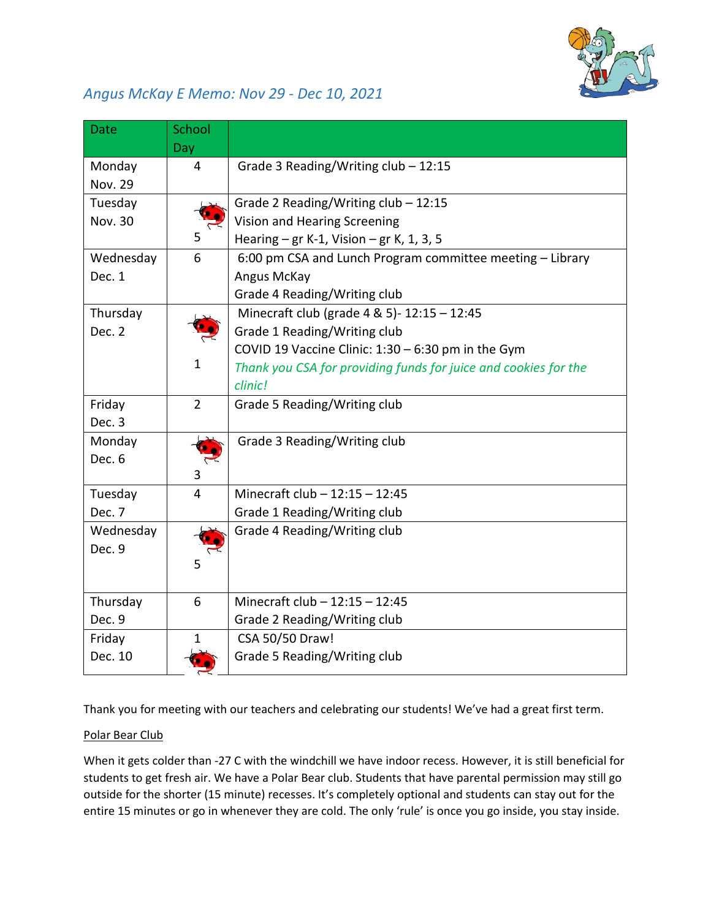## *Angus McKay E Memo: Nov 29 - Dec 10, 2021*

| Date | School Day | |
|---|---|---|
| Monday Nov. 29 | 4 | Grade 3 Reading/Writing club – 12:15 |
| Tuesday Nov. 30 | 5 | Grade 2 Reading/Writing club – 12:15<br>Vision and Hearing Screening<br>Hearing – gr K-1, Vision – gr K, 1, 3, 5 |
| Wednesday Dec. 1 | 6 | 6:00 pm CSA and Lunch Program committee meeting – Library Angus McKay<br>Grade 4 Reading/Writing club |
| Thursday Dec. 2 | 1 | Minecraft club (grade 4 & 5)- 12:15 – 12:45<br>Grade 1 Reading/Writing club<br>COVID 19 Vaccine Clinic: 1:30 – 6:30 pm in the Gym<br>*Thank you CSA for providing funds for juice and cookies for the clinic!* |
| Friday Dec. 3 | 2 | Grade 5 Reading/Writing club |
| Monday Dec. 6 | 3 | Grade 3 Reading/Writing club |
| Tuesday Dec. 7 | 4 | Minecraft club – 12:15 – 12:45<br>Grade 1 Reading/Writing club |
| Wednesday Dec. 9 | 5 | Grade 4 Reading/Writing club |
| Thursday Dec. 9 | 6 | Minecraft club – 12:15 – 12:45<br>Grade 2 Reading/Writing club |
| Friday Dec. 10 | 1 | CSA 50/50 Draw!<br>Grade 5 Reading/Writing club |

Thank you for meeting with our teachers and celebrating our students! We've had a great first term.

Polar Bear Club

When it gets colder than -27 C with the windchill we have indoor recess. However, it is still beneficial for students to get fresh air. We have a Polar Bear club. Students that have parental permission may still go outside for the shorter (15 minute) recesses. It's completely optional and students can stay out for the entire 15 minutes or go in whenever they are cold. The only 'rule' is once you go inside, you stay inside.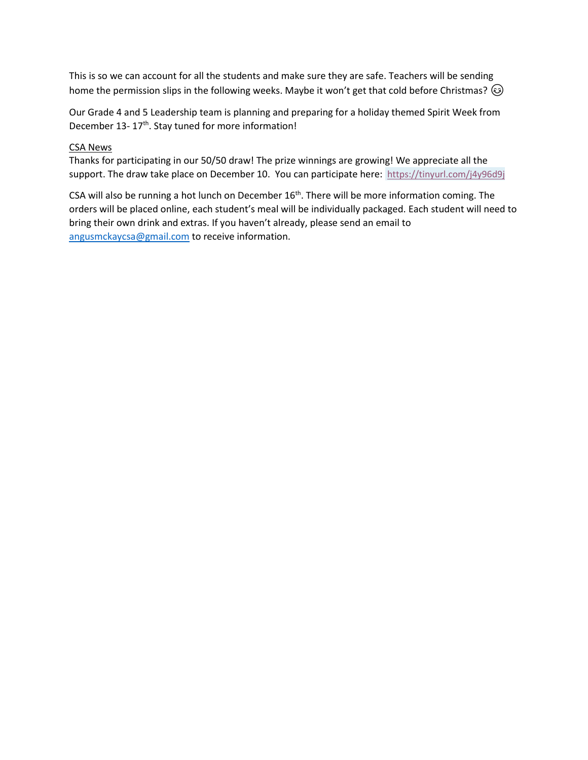This is so we can account for all the students and make sure they are safe. Teachers will be sending home the permission slips in the following weeks. Maybe it won't get that cold before Christmas? 😉

Our Grade 4 and 5 Leadership team is planning and preparing for a holiday themed Spirit Week from December 13- 17th. Stay tuned for more information!

CSA News

Thanks for participating in our 50/50 draw! The prize winnings are growing! We appreciate all the support. The draw take place on December 10. You can participate here: https://tinyurl.com/j4y96d9j

CSA will also be running a hot lunch on December 16th. There will be more information coming. The orders will be placed online, each student's meal will be individually packaged. Each student will need to bring their own drink and extras. If you haven't already, please send an email to angusmckaycsa@gmail.com to receive information.